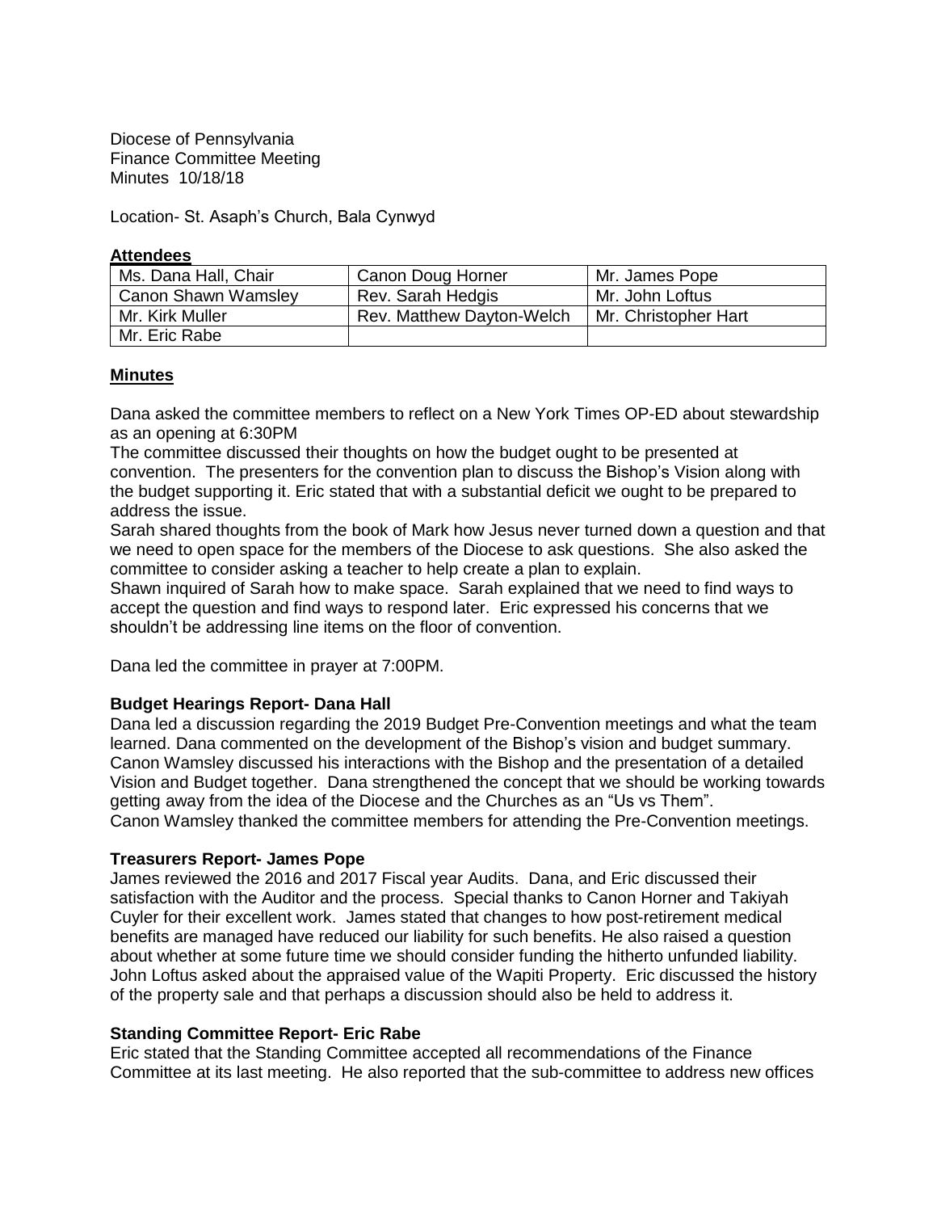Diocese of Pennsylvania
Finance Committee Meeting
Minutes 10/18/18

Location- St. Asaph's Church, Bala Cynwyd

**Attendees**

| Ms. Dana Hall, Chair | Canon Doug Horner | Mr. James Pope |
|---|---|---|
| Canon Shawn Wamsley | Rev. Sarah Hedgis | Mr. John Loftus |
| Mr. Kirk Muller | Rev. Matthew Dayton-Welch | Mr. Christopher Hart |
| Mr. Eric Rabe | | |

**Minutes**

Dana asked the committee members to reflect on a New York Times OP-ED about stewardship as an opening at 6:30PM

The committee discussed their thoughts on how the budget ought to be presented at convention. The presenters for the convention plan to discuss the Bishop's Vision along with the budget supporting it. Eric stated that with a substantial deficit we ought to be prepared to address the issue.

Sarah shared thoughts from the book of Mark how Jesus never turned down a question and that we need to open space for the members of the Diocese to ask questions. She also asked the committee to consider asking a teacher to help create a plan to explain.

Shawn inquired of Sarah how to make space. Sarah explained that we need to find ways to accept the question and find ways to respond later. Eric expressed his concerns that we shouldn't be addressing line items on the floor of convention.

Dana led the committee in prayer at 7:00PM.

**Budget Hearings Report- Dana Hall**

Dana led a discussion regarding the 2019 Budget Pre-Convention meetings and what the team learned. Dana commented on the development of the Bishop's vision and budget summary. Canon Wamsley discussed his interactions with the Bishop and the presentation of a detailed Vision and Budget together. Dana strengthened the concept that we should be working towards getting away from the idea of the Diocese and the Churches as an "Us vs Them".
Canon Wamsley thanked the committee members for attending the Pre-Convention meetings.

**Treasurers Report- James Pope**

James reviewed the 2016 and 2017 Fiscal year Audits. Dana, and Eric discussed their satisfaction with the Auditor and the process. Special thanks to Canon Horner and Takiyah Cuyler for their excellent work. James stated that changes to how post-retirement medical benefits are managed have reduced our liability for such benefits. He also raised a question about whether at some future time we should consider funding the hitherto unfunded liability. John Loftus asked about the appraised value of the Wapiti Property. Eric discussed the history of the property sale and that perhaps a discussion should also be held to address it.

**Standing Committee Report- Eric Rabe**

Eric stated that the Standing Committee accepted all recommendations of the Finance Committee at its last meeting. He also reported that the sub-committee to address new offices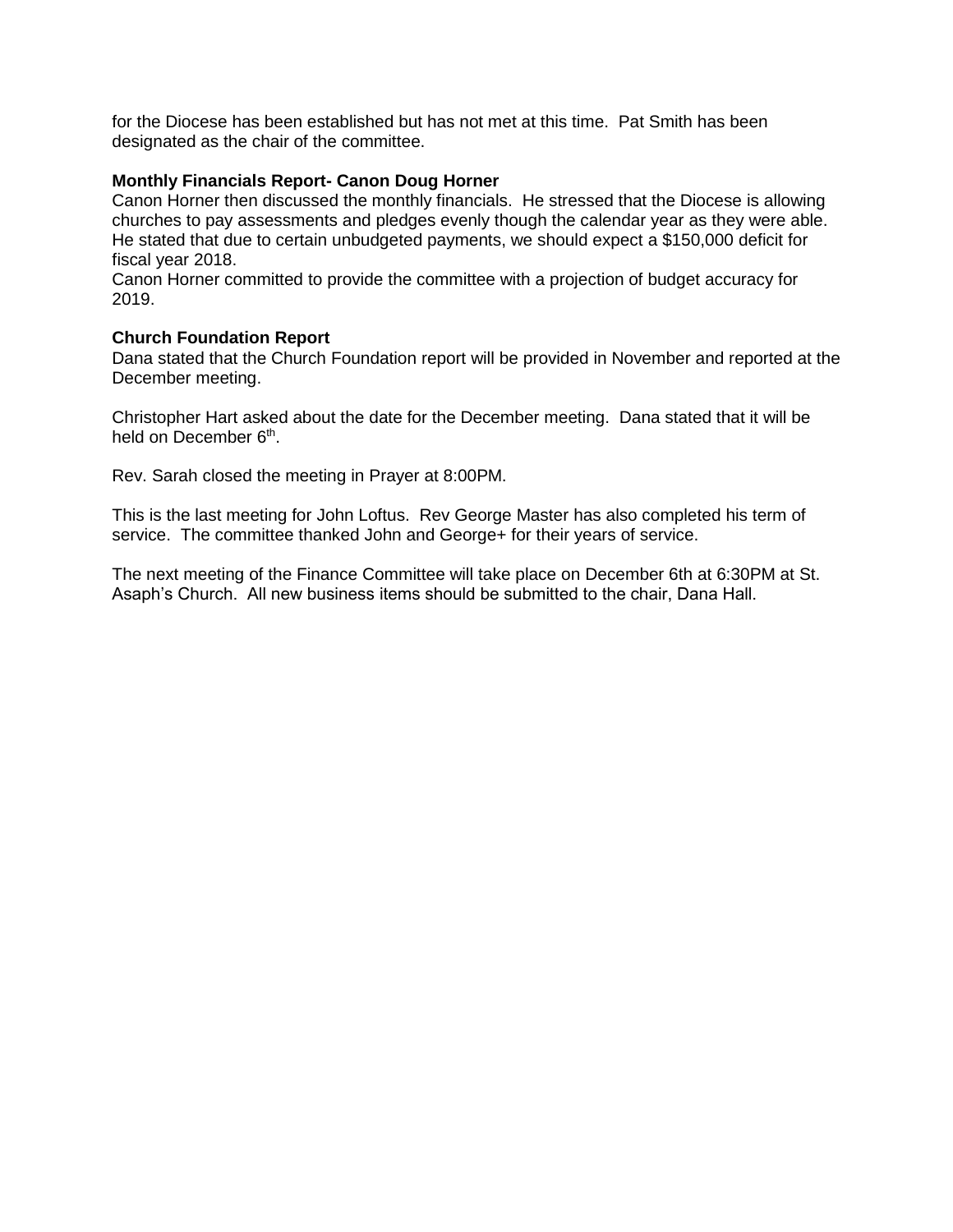for the Diocese has been established but has not met at this time. Pat Smith has been designated as the chair of the committee.

**Monthly Financials Report- Canon Doug Horner**

Canon Horner then discussed the monthly financials. He stressed that the Diocese is allowing churches to pay assessments and pledges evenly though the calendar year as they were able. He stated that due to certain unbudgeted payments, we should expect a $150,000 deficit for fiscal year 2018.

Canon Horner committed to provide the committee with a projection of budget accuracy for 2019.

**Church Foundation Report**

Dana stated that the Church Foundation report will be provided in November and reported at the December meeting.

Christopher Hart asked about the date for the December meeting. Dana stated that it will be held on December 6th.

Rev. Sarah closed the meeting in Prayer at 8:00PM.

This is the last meeting for John Loftus. Rev George Master has also completed his term of service. The committee thanked John and George+ for their years of service.

The next meeting of the Finance Committee will take place on December 6th at 6:30PM at St. Asaph's Church. All new business items should be submitted to the chair, Dana Hall.